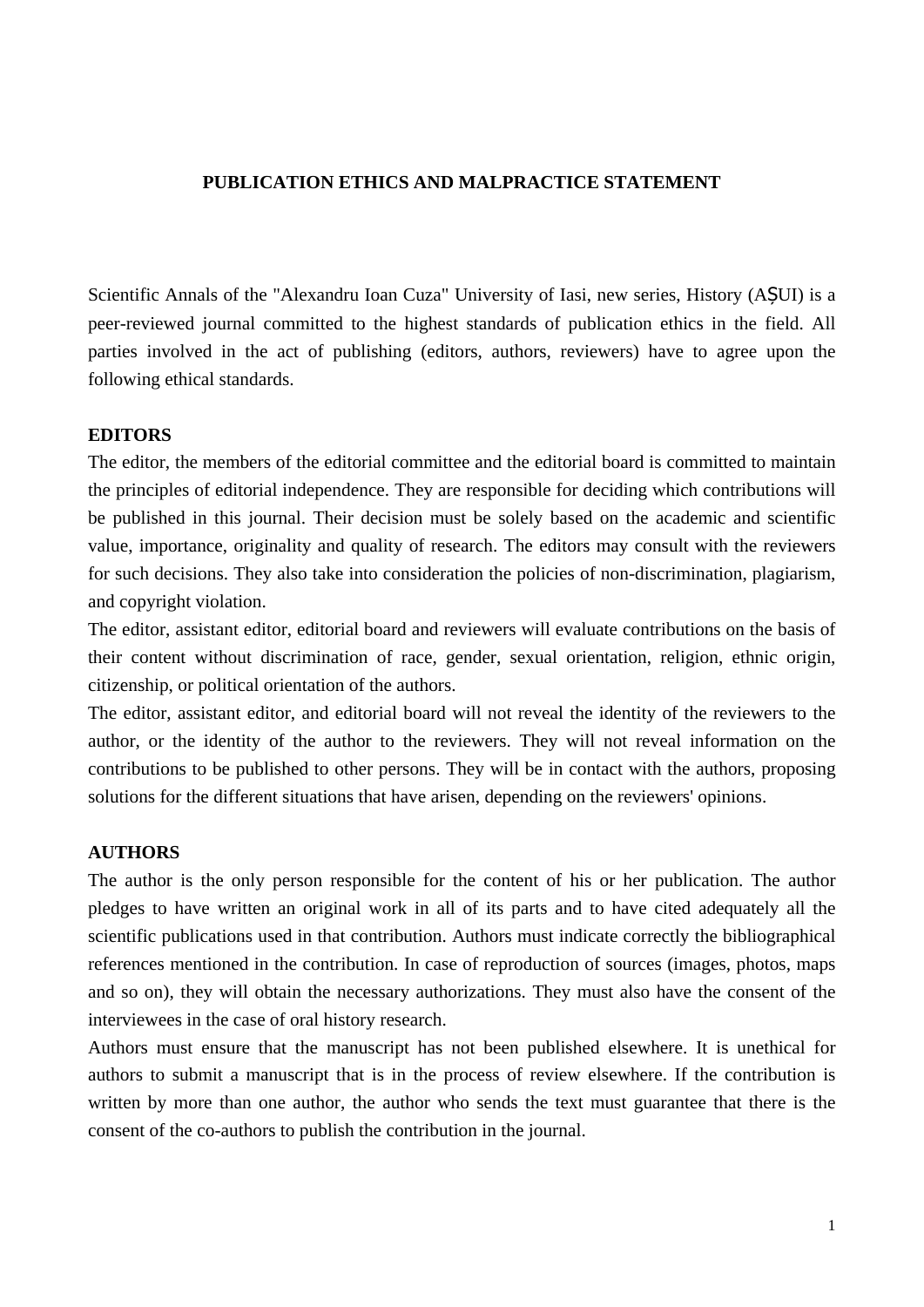# PUBLICATION ETHICS AND MALPRACTICE STATEMENT

Scientific Annals of the "Alexandru Ioan Cuza" University of Iasi, new series, History (AȘUI) is a peer-reviewed journal committed to the highest standards of publication ethics in the field. All parties involved in the act of publishing (editors, authors, reviewers) have to agree upon the following ethical standards.

## EDITORS

The editor, the members of the editorial committee and the editorial board is committed to maintain the principles of editorial independence. They are responsible for deciding which contributions will be published in this journal. Their decision must be solely based on the academic and scientific value, importance, originality and quality of research. The editors may consult with the reviewers for such decisions. They also take into consideration the policies of non-discrimination, plagiarism, and copyright violation.

The editor, assistant editor, editorial board and reviewers will evaluate contributions on the basis of their content without discrimination of race, gender, sexual orientation, religion, ethnic origin, citizenship, or political orientation of the authors.

The editor, assistant editor, and editorial board will not reveal the identity of the reviewers to the author, or the identity of the author to the reviewers. They will not reveal information on the contributions to be published to other persons. They will be in contact with the authors, proposing solutions for the different situations that have arisen, depending on the reviewers' opinions.

## AUTHORS

The author is the only person responsible for the content of his or her publication. The author pledges to have written an original work in all of its parts and to have cited adequately all the scientific publications used in that contribution. Authors must indicate correctly the bibliographical references mentioned in the contribution. In case of reproduction of sources (images, photos, maps and so on), they will obtain the necessary authorizations. They must also have the consent of the interviewees in the case of oral history research.

Authors must ensure that the manuscript has not been published elsewhere. It is unethical for authors to submit a manuscript that is in the process of review elsewhere. If the contribution is written by more than one author, the author who sends the text must guarantee that there is the consent of the co-authors to publish the contribution in the journal.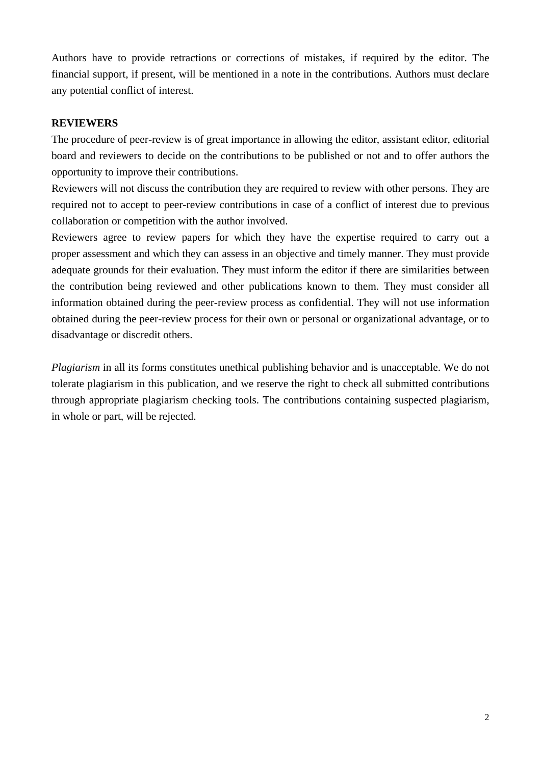Authors have to provide retractions or corrections of mistakes, if required by the editor. The financial support, if present, will be mentioned in a note in the contributions. Authors must declare any potential conflict of interest.

**REVIEWERS**

The procedure of peer-review is of great importance in allowing the editor, assistant editor, editorial board and reviewers to decide on the contributions to be published or not and to offer authors the opportunity to improve their contributions.

Reviewers will not discuss the contribution they are required to review with other persons. They are required not to accept to peer-review contributions in case of a conflict of interest due to previous collaboration or competition with the author involved.

Reviewers agree to review papers for which they have the expertise required to carry out a proper assessment and which they can assess in an objective and timely manner. They must provide adequate grounds for their evaluation. They must inform the editor if there are similarities between the contribution being reviewed and other publications known to them. They must consider all information obtained during the peer-review process as confidential. They will not use information obtained during the peer-review process for their own or personal or organizational advantage, or to disadvantage or discredit others.

*Plagiarism* in all its forms constitutes unethical publishing behavior and is unacceptable. We do not tolerate plagiarism in this publication, and we reserve the right to check all submitted contributions through appropriate plagiarism checking tools. The contributions containing suspected plagiarism, in whole or part, will be rejected.